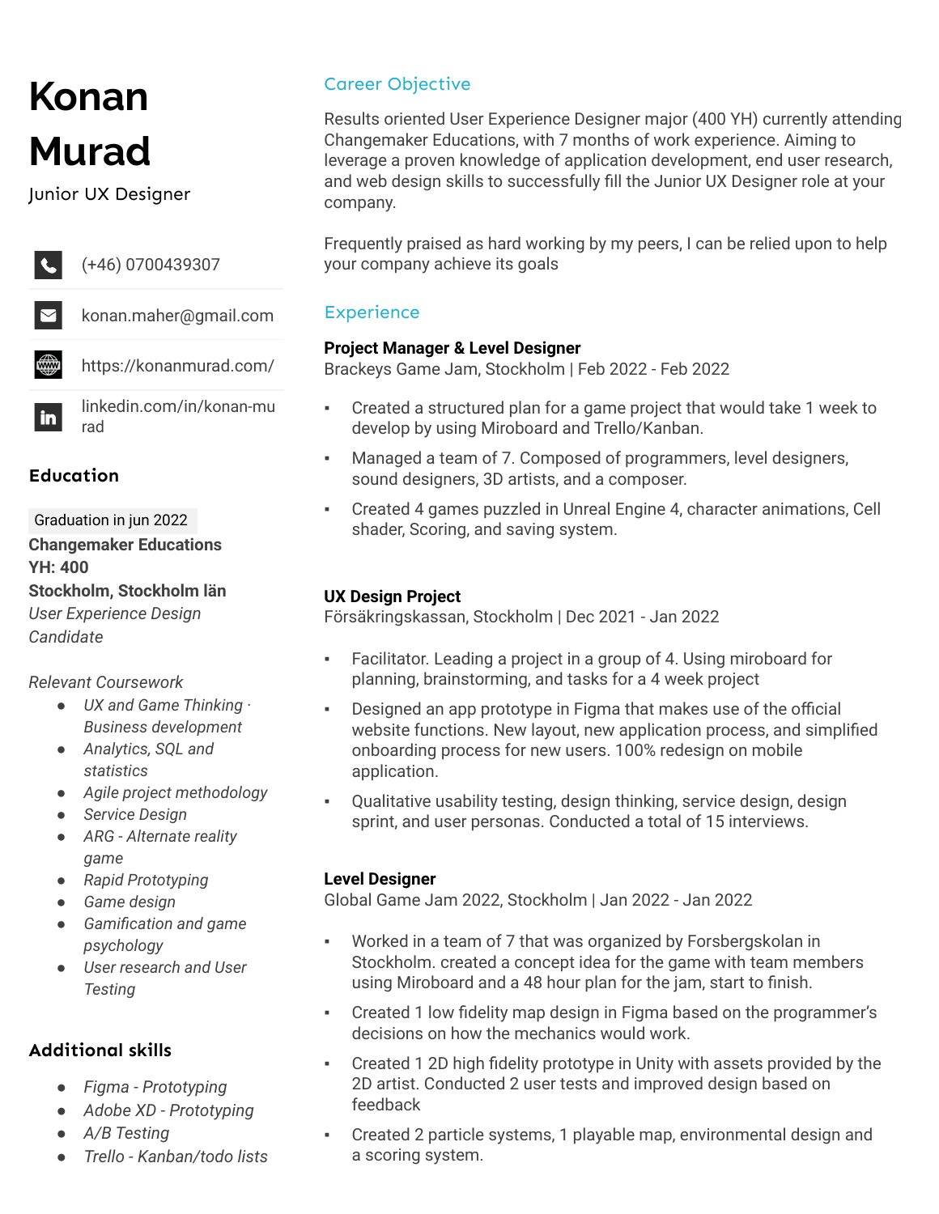# Konan Murad

Junior UX Designer

(+46) 0700439307

konan.maher@gmail.com

https://konanmurad.com/

linkedin.com/in/konan-murad

## Education

Graduation in jun 2022

**Changemaker Educations**
**YH: 400**
**Stockholm, Stockholm län**
*User Experience Design Candidate*

*Relevant Coursework*

- *UX and Game Thinking · Business development*
- *Analytics, SQL and statistics*
- *Agile project methodology*
- *Service Design*
- *ARG - Alternate reality game*
- *Rapid Prototyping*
- *Game design*
- *Gamification and game psychology*
- *User research and User Testing*

## Additional skills

- *Figma - Prototyping*
- *Adobe XD - Prototyping*
- *A/B Testing*
- *Trello - Kanban/todo lists*

## Career Objective

Results oriented User Experience Designer major (400 YH) currently attending Changemaker Educations, with 7 months of work experience. Aiming to leverage a proven knowledge of application development, end user research, and web design skills to successfully fill the Junior UX Designer role at your company.

Frequently praised as hard working by my peers, I can be relied upon to help your company achieve its goals

## Experience

**Project Manager & Level Designer**
Brackeys Game Jam, Stockholm | Feb 2022 - Feb 2022

- Created a structured plan for a game project that would take 1 week to develop by using Miroboard and Trello/Kanban.
- Managed a team of 7. Composed of programmers, level designers, sound designers, 3D artists, and a composer.
- Created 4 games puzzled in Unreal Engine 4, character animations, Cell shader, Scoring, and saving system.

**UX Design Project**
Försäkringskassan, Stockholm | Dec 2021 - Jan 2022

- Facilitator. Leading a project in a group of 4. Using miroboard for planning, brainstorming, and tasks for a 4 week project
- Designed an app prototype in Figma that makes use of the official website functions. New layout, new application process, and simplified onboarding process for new users. 100% redesign on mobile application.
- Qualitative usability testing, design thinking, service design, design sprint, and user personas. Conducted a total of 15 interviews.

**Level Designer**
Global Game Jam 2022, Stockholm | Jan 2022 - Jan 2022

- Worked in a team of 7 that was organized by Forsbergskolan in Stockholm. created a concept idea for the game with team members using Miroboard and a 48 hour plan for the jam, start to finish.
- Created 1 low fidelity map design in Figma based on the programmer's decisions on how the mechanics would work.
- Created 1 2D high fidelity prototype in Unity with assets provided by the 2D artist. Conducted 2 user tests and improved design based on feedback
- Created 2 particle systems, 1 playable map, environmental design and a scoring system.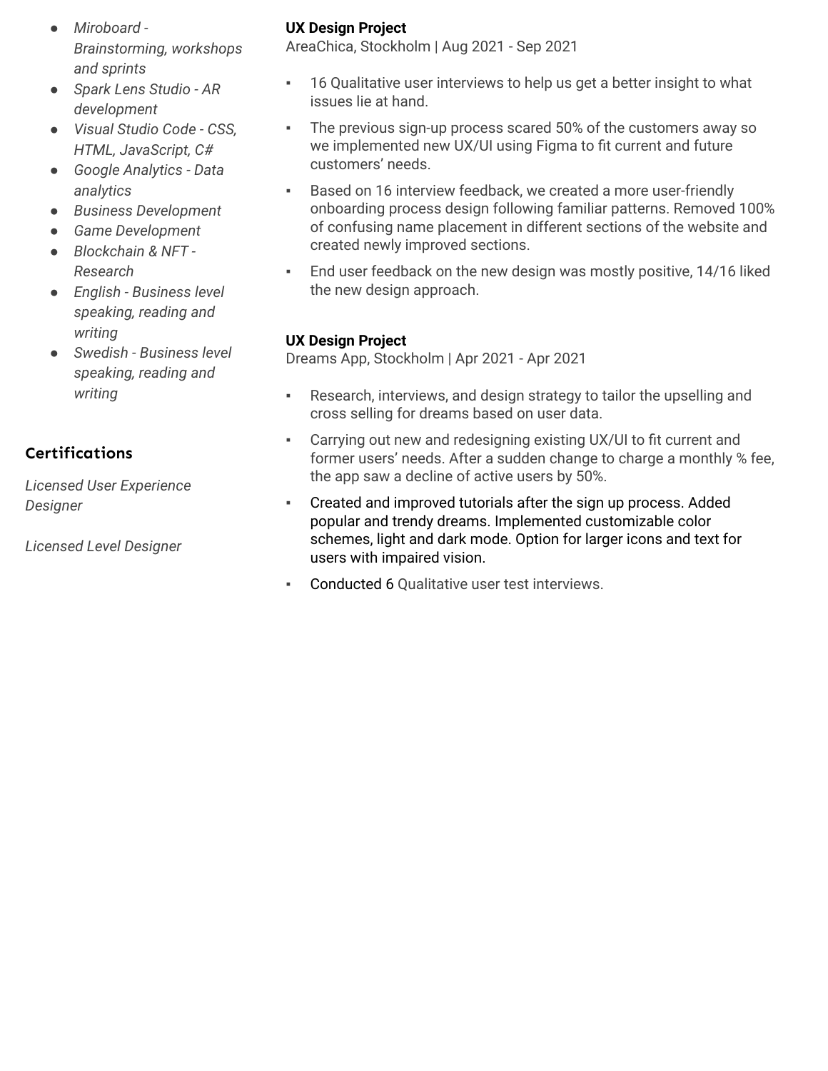- *Miroboard - Brainstorming, workshops and sprints*
- *Spark Lens Studio - AR development*
- *Visual Studio Code - CSS, HTML, JavaScript, C#*
- *Google Analytics - Data analytics*
- *Business Development*
- *Game Development*
- *Blockchain & NFT - Research*
- *English - Business level speaking, reading and writing*
- *Swedish - Business level speaking, reading and writing*

## Certifications

*Licensed User Experience Designer*

*Licensed Level Designer*

**UX Design Project**
AreaChica, Stockholm | Aug 2021 - Sep 2021

- 16 Qualitative user interviews to help us get a better insight to what issues lie at hand.
- The previous sign-up process scared 50% of the customers away so we implemented new UX/UI using Figma to fit current and future customers' needs.
- Based on 16 interview feedback, we created a more user-friendly onboarding process design following familiar patterns. Removed 100% of confusing name placement in different sections of the website and created newly improved sections.
- End user feedback on the new design was mostly positive, 14/16 liked the new design approach.

**UX Design Project**
Dreams App, Stockholm | Apr 2021 - Apr 2021

- Research, interviews, and design strategy to tailor the upselling and cross selling for dreams based on user data.
- Carrying out new and redesigning existing UX/UI to fit current and former users' needs. After a sudden change to charge a monthly % fee, the app saw a decline of active users by 50%.
- Created and improved tutorials after the sign up process. Added popular and trendy dreams. Implemented customizable color schemes, light and dark mode. Option for larger icons and text for users with impaired vision.
- Conducted 6 Qualitative user test interviews.